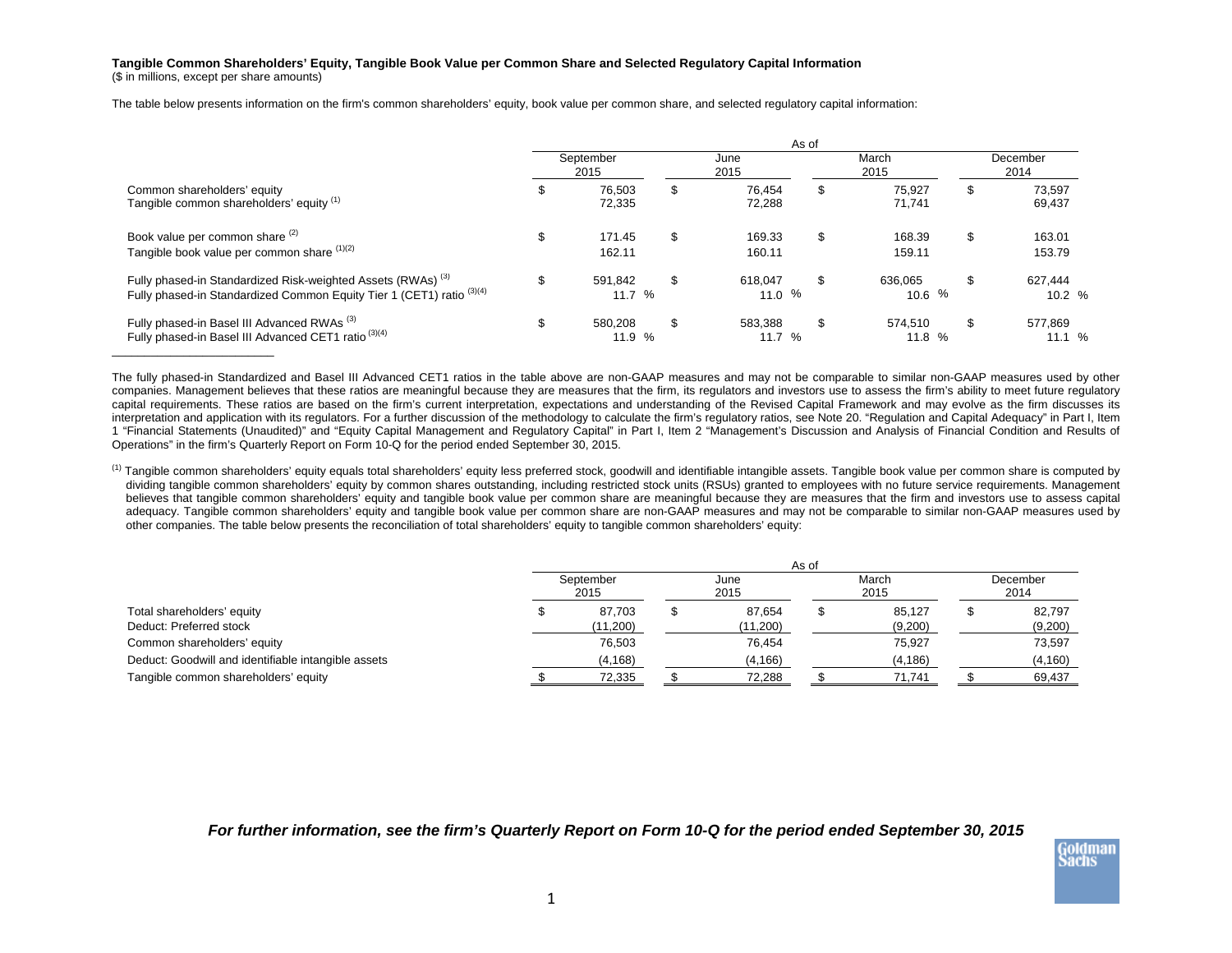**Tangible Common Shareholders' Equity, Tangible Book Value per Common Share and Selected Regulatory Capital Information**

($ in millions, except per share amounts)

The table below presents information on the firm's common shareholders' equity, book value per common share, and selected regulatory capital information:

| | As of | | | |
|---|---|---|---|---|
| | September 2015 | June 2015 | March 2015 | December 2014 |
| Common shareholders' equity | $ 76,503 | $ 76,454 | $ 75,927 | $ 73,597 |
| Tangible common shareholders' equity [1] | 72,335 | 72,288 | 71,741 | 69,437 |
| Book value per common share [2] | $ 171.45 | $ 169.33 | $ 168.39 | $ 163.01 |
| Tangible book value per common share [1][2] | 162.11 | 160.11 | 159.11 | 153.79 |
| Fully phased-in Standardized Risk-weighted Assets (RWAs) [3] | $ 591,842 | $ 618,047 | $ 636,065 | $ 627,444 |
| Fully phased-in Standardized Common Equity Tier 1 (CET1) ratio [3][4] | 11.7 % | 11.0 % | 10.6 % | 10.2 % |
| Fully phased-in Basel III Advanced RWAs [3] | $ 580,208 | $ 583,388 | $ 574,510 | $ 577,869 |
| Fully phased-in Basel III Advanced CET1 ratio [3][4] | 11.9 % | 11.7 % | 11.8 % | 11.1 % |

---

The fully phased-in Standardized and Basel III Advanced CET1 ratios in the table above are non-GAAP measures and may not be comparable to similar non-GAAP measures used by other companies. Management believes that these ratios are meaningful because they are measures that the firm, its regulators and investors use to assess the firm's ability to meet future regulatory capital requirements. These ratios are based on the firm's current interpretation, expectations and understanding of the Revised Capital Framework and may evolve as the firm discusses its interpretation and application with its regulators. For a further discussion of the methodology to calculate the firm's regulatory ratios, see Note 20. "Regulation and Capital Adequacy" in Part I, Item 1 "Financial Statements (Unaudited)" and "Equity Capital Management and Regulatory Capital" in Part I, Item 2 "Management's Discussion and Analysis of Financial Condition and Results of Operations" in the firm's Quarterly Report on Form 10-Q for the period ended September 30, 2015.

[1] Tangible common shareholders' equity equals total shareholders' equity less preferred stock, goodwill and identifiable intangible assets. Tangible book value per common share is computed by dividing tangible common shareholders' equity by common shares outstanding, including restricted stock units (RSUs) granted to employees with no future service requirements. Management believes that tangible common shareholders' equity and tangible book value per common share are meaningful because they are measures that the firm and investors use to assess capital adequacy. Tangible common shareholders' equity and tangible book value per common share are non-GAAP measures and may not be comparable to similar non-GAAP measures used by other companies. The table below presents the reconciliation of total shareholders' equity to tangible common shareholders' equity:

| | As of | | | |
|---|---|---|---|---|
| | September 2015 | June 2015 | March 2015 | December 2014 |
| Total shareholders' equity | $ 87,703 | $ 87,654 | $ 85,127 | $ 82,797 |
| Deduct: Preferred stock | (11,200) | (11,200) | (9,200) | (9,200) |
| Common shareholders' equity | 76,503 | 76,454 | 75,927 | 73,597 |
| Deduct: Goodwill and identifiable intangible assets | (4,168) | (4,166) | (4,186) | (4,160) |
| Tangible common shareholders' equity | $ 72,335 | $ 72,288 | $ 71,741 | $ 69,437 |

***For further information, see the firm's Quarterly Report on Form 10-Q for the period ended September 30, 2015***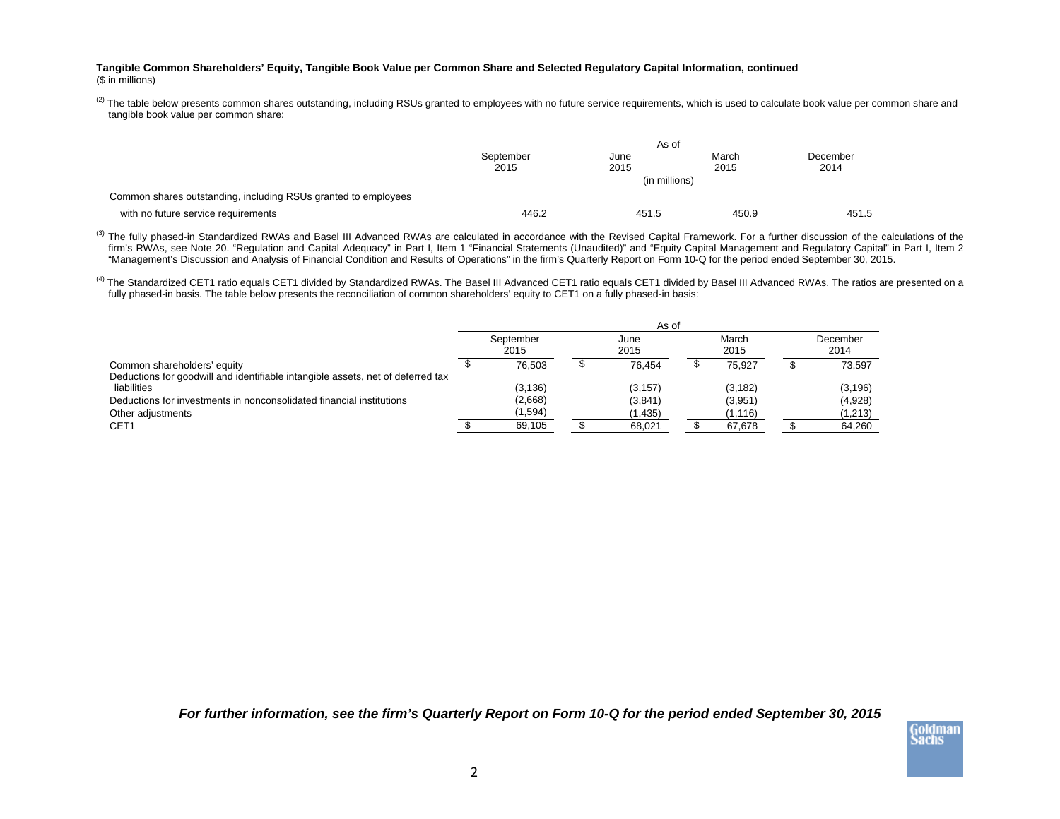**Tangible Common Shareholders' Equity, Tangible Book Value per Common Share and Selected Regulatory Capital Information, continued**
($ in millions)

(2) The table below presents common shares outstanding, including RSUs granted to employees with no future service requirements, which is used to calculate book value per common share and tangible book value per common share:

| | As of | | | |
|---|---|---|---|---|
| | September 2015 | June 2015 | March 2015 | December 2014 |
| | (in millions) | | | |
| Common shares outstanding, including RSUs granted to employees with no future service requirements | 446.2 | 451.5 | 450.9 | 451.5 |

(3) The fully phased-in Standardized RWAs and Basel III Advanced RWAs are calculated in accordance with the Revised Capital Framework. For a further discussion of the calculations of the firm's RWAs, see Note 20. "Regulation and Capital Adequacy" in Part I, Item 1 "Financial Statements (Unaudited)" and "Equity Capital Management and Regulatory Capital" in Part I, Item 2 "Management's Discussion and Analysis of Financial Condition and Results of Operations" in the firm's Quarterly Report on Form 10-Q for the period ended September 30, 2015.

(4) The Standardized CET1 ratio equals CET1 divided by Standardized RWAs. The Basel III Advanced CET1 ratio equals CET1 divided by Basel III Advanced RWAs. The ratios are presented on a fully phased-in basis. The table below presents the reconciliation of common shareholders' equity to CET1 on a fully phased-in basis:

| | As of | | | |
|---|---|---|---|---|
| | September 2015 | June 2015 | March 2015 | December 2014 |
| Common shareholders' equity | $ 76,503 | $ 76,454 | $ 75,927 | $ 73,597 |
| Deductions for goodwill and identifiable intangible assets, net of deferred tax liabilities | (3,136) | (3,157) | (3,182) | (3,196) |
| Deductions for investments in nonconsolidated financial institutions | (2,668) | (3,841) | (3,951) | (4,928) |
| Other adjustments | (1,594) | (1,435) | (1,116) | (1,213) |
| CET1 | $ 69,105 | $ 68,021 | $ 67,678 | $ 64,260 |

***For further information, see the firm's Quarterly Report on Form 10-Q for the period ended September 30, 2015***